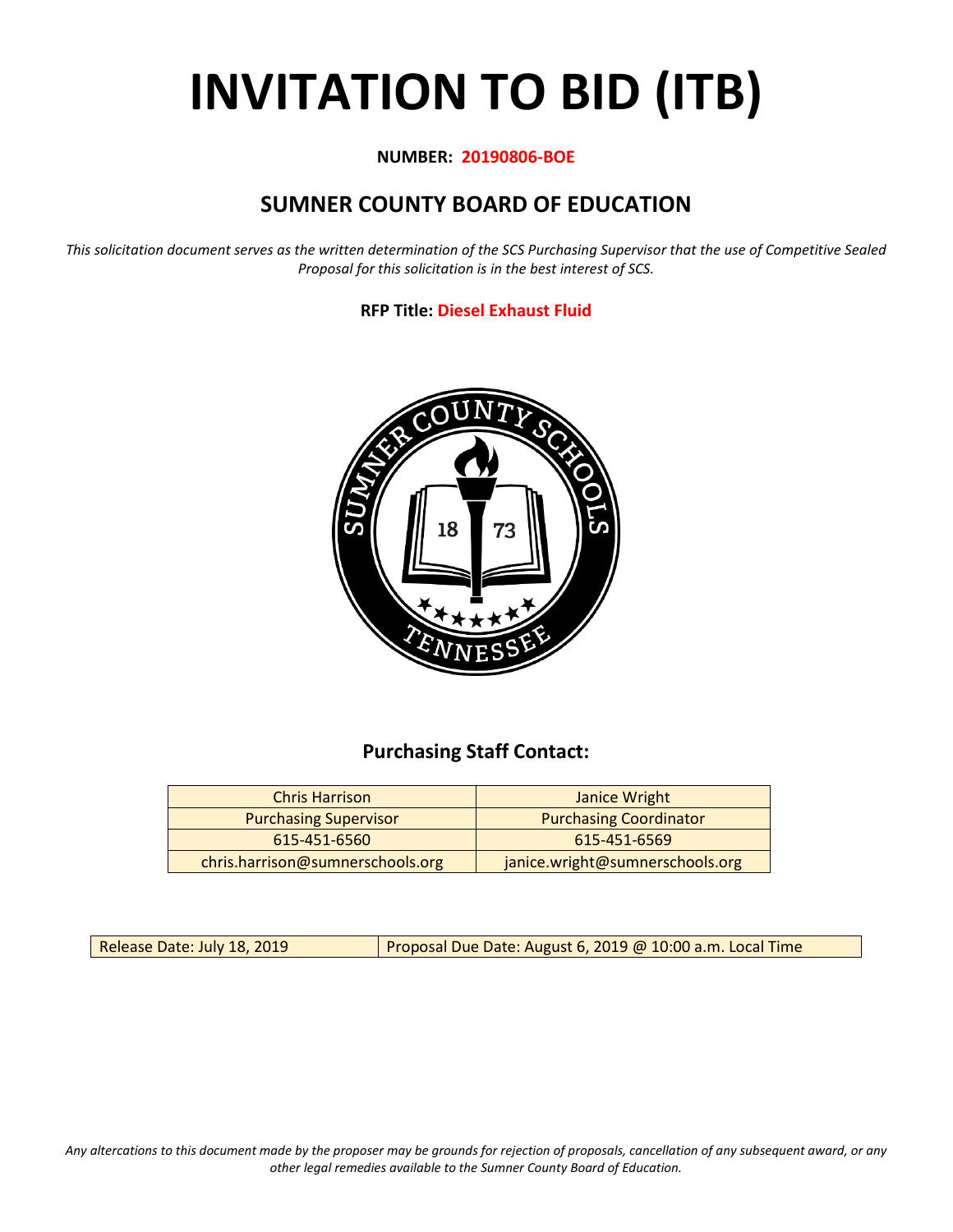# INVITATION TO BID (ITB)

**NUMBER: 20190806-BOE**

## SUMNER COUNTY BOARD OF EDUCATION

*This solicitation document serves as the written determination of the SCS Purchasing Supervisor that the use of Competitive Sealed Proposal for this solicitation is in the best interest of SCS.*

**RFP Title: Diesel Exhaust Fluid**

### Purchasing Staff Contact:

| Chris Harrison | Janice Wright |
|---|---|
| Purchasing Supervisor | Purchasing Coordinator |
| 615-451-6560 | 615-451-6569 |
| chris.harrison@sumnerschools.org | janice.wright@sumnerschools.org |

| Release Date: July 18, 2019 | Proposal Due Date: August 6, 2019 @ 10:00 a.m. Local Time |
|---|---|

*Any altercations to this document made by the proposer may be grounds for rejection of proposals, cancellation of any subsequent award, or any other legal remedies available to the Sumner County Board of Education.*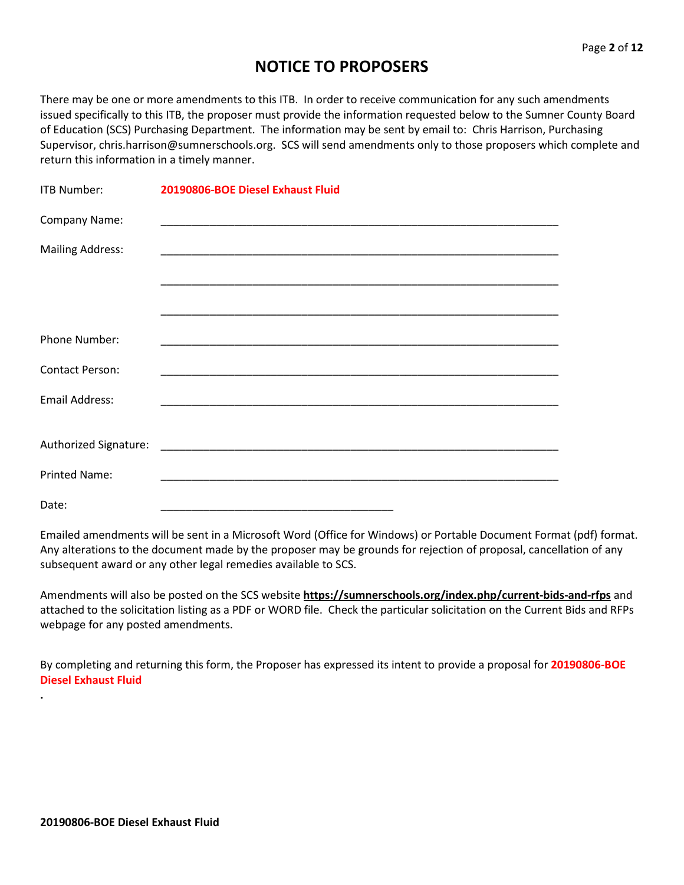# NOTICE TO PROPOSERS

There may be one or more amendments to this ITB. In order to receive communication for any such amendments issued specifically to this ITB, the proposer must provide the information requested below to the Sumner County Board of Education (SCS) Purchasing Department. The information may be sent by email to: Chris Harrison, Purchasing Supervisor, chris.harrison@sumnerschools.org. SCS will send amendments only to those proposers which complete and return this information in a timely manner.

ITB Number: **20190806-BOE Diesel Exhaust Fluid**

Company Name: ____________________________________________________________________

Mailing Address: ____________________________________________________________________

____________________________________________________________________

____________________________________________________________________

Phone Number: ____________________________________________________________________

Contact Person: ____________________________________________________________________

Email Address: ____________________________________________________________________

Authorized Signature: ____________________________________________________________________

Printed Name: ____________________________________________________________________

Date: _______________________________________

Emailed amendments will be sent in a Microsoft Word (Office for Windows) or Portable Document Format (pdf) format. Any alterations to the document made by the proposer may be grounds for rejection of proposal, cancellation of any subsequent award or any other legal remedies available to SCS.

Amendments will also be posted on the SCS website **https://sumnerschools.org/index.php/current-bids-and-rfps** and attached to the solicitation listing as a PDF or WORD file. Check the particular solicitation on the Current Bids and RFPs webpage for any posted amendments.

By completing and returning this form, the Proposer has expressed its intent to provide a proposal for **20190806-BOE Diesel Exhaust Fluid**

.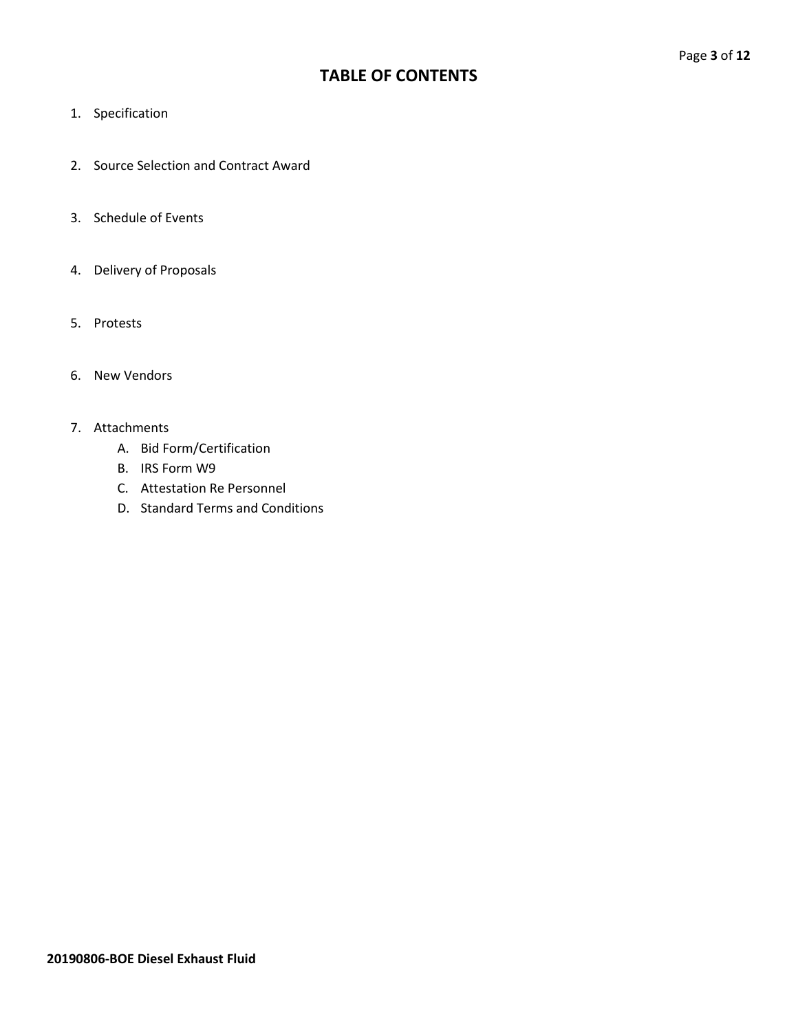# TABLE OF CONTENTS

1. Specification

2. Source Selection and Contract Award

3. Schedule of Events

4. Delivery of Proposals

5. Protests

6. New Vendors

7. Attachments
    A. Bid Form/Certification
    B. IRS Form W9
    C. Attestation Re Personnel
    D. Standard Terms and Conditions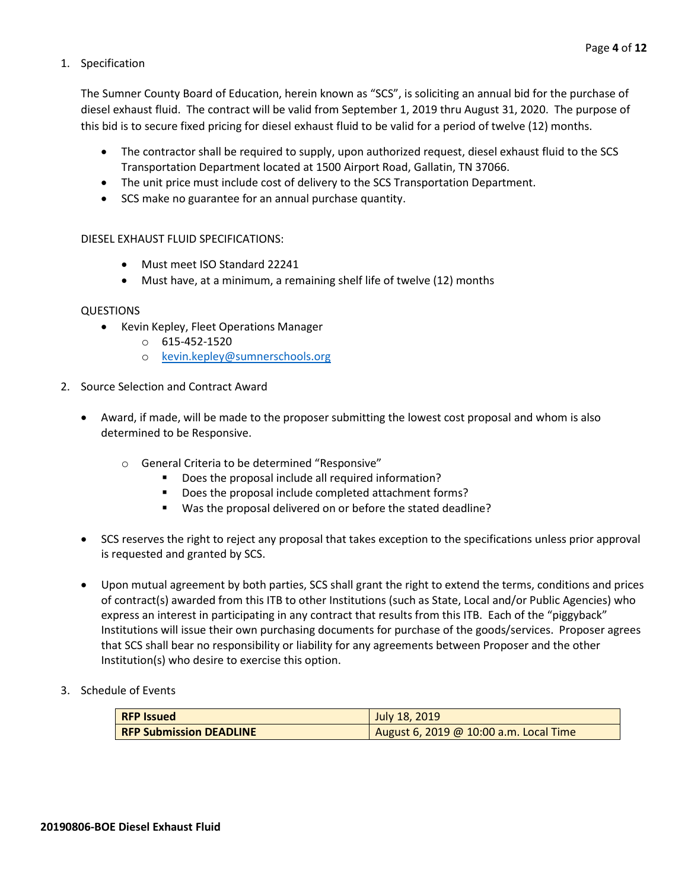1. Specification

   The Sumner County Board of Education, herein known as "SCS", is soliciting an annual bid for the purchase of diesel exhaust fluid. The contract will be valid from September 1, 2019 thru August 31, 2020. The purpose of this bid is to secure fixed pricing for diesel exhaust fluid to be valid for a period of twelve (12) months.

   - The contractor shall be required to supply, upon authorized request, diesel exhaust fluid to the SCS Transportation Department located at 1500 Airport Road, Gallatin, TN 37066.
   - The unit price must include cost of delivery to the SCS Transportation Department.
   - SCS make no guarantee for an annual purchase quantity.

   DIESEL EXHAUST FLUID SPECIFICATIONS:

   - Must meet ISO Standard 22241
   - Must have, at a minimum, a remaining shelf life of twelve (12) months

   QUESTIONS

   - Kevin Kepley, Fleet Operations Manager
     - 615-452-1520
     - kevin.kepley@sumnerschools.org

2. Source Selection and Contract Award

   - Award, if made, will be made to the proposer submitting the lowest cost proposal and whom is also determined to be Responsive.
     - General Criteria to be determined "Responsive"
       - Does the proposal include all required information?
       - Does the proposal include completed attachment forms?
       - Was the proposal delivered on or before the stated deadline?
   - SCS reserves the right to reject any proposal that takes exception to the specifications unless prior approval is requested and granted by SCS.
   - Upon mutual agreement by both parties, SCS shall grant the right to extend the terms, conditions and prices of contract(s) awarded from this ITB to other Institutions (such as State, Local and/or Public Agencies) who express an interest in participating in any contract that results from this ITB. Each of the "piggyback" Institutions will issue their own purchasing documents for purchase of the goods/services. Proposer agrees that SCS shall bear no responsibility or liability for any agreements between Proposer and the other Institution(s) who desire to exercise this option.

3. Schedule of Events

| | |
|---|---|
| **RFP Issued** | July 18, 2019 |
| **RFP Submission DEADLINE** | August 6, 2019 @ 10:00 a.m. Local Time |

**20190806-BOE Diesel Exhaust Fluid**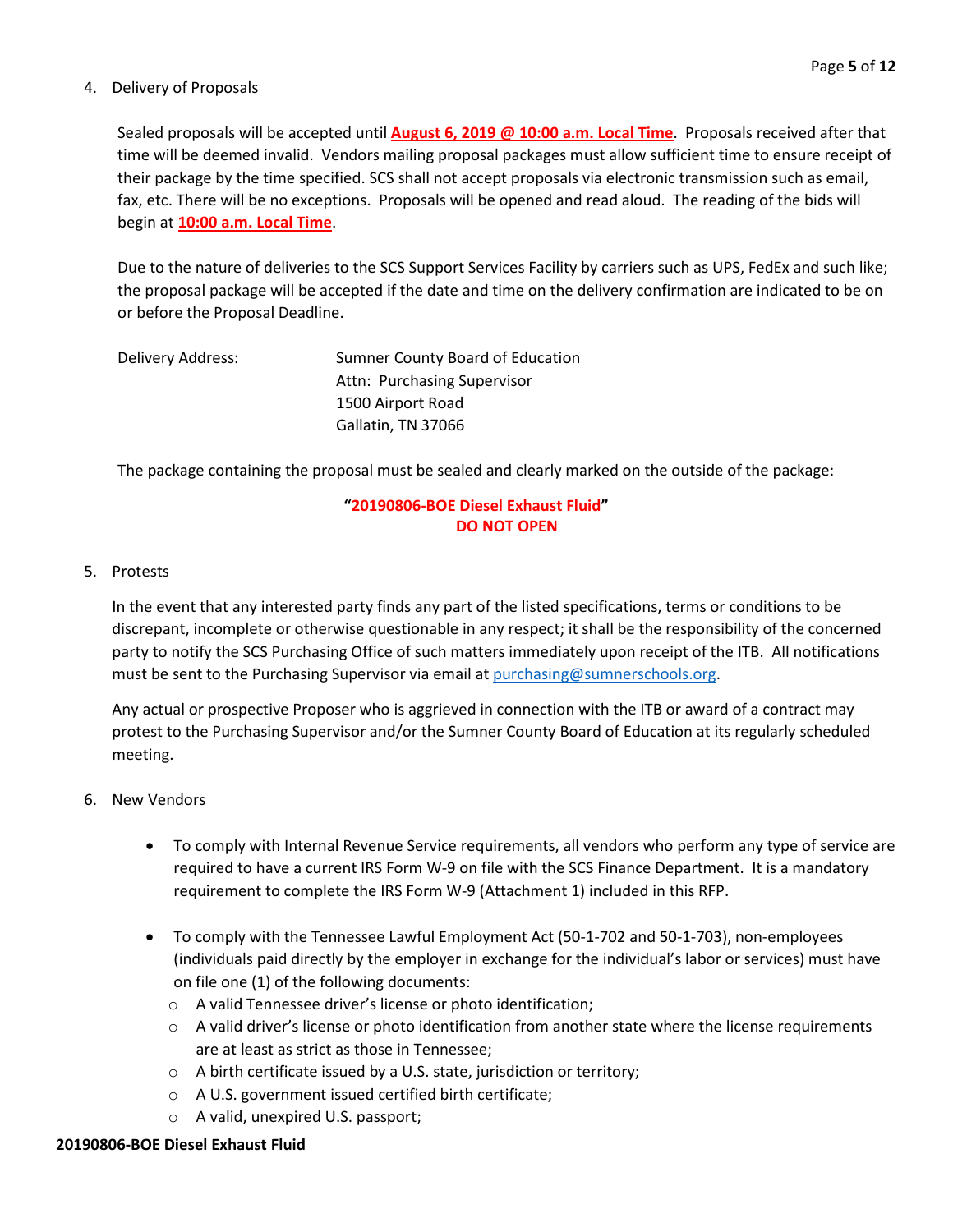4. Delivery of Proposals

   Sealed proposals will be accepted until **August 6, 2019 @ 10:00 a.m. Local Time**. Proposals received after that time will be deemed invalid. Vendors mailing proposal packages must allow sufficient time to ensure receipt of their package by the time specified. SCS shall not accept proposals via electronic transmission such as email, fax, etc. There will be no exceptions. Proposals will be opened and read aloud. The reading of the bids will begin at **10:00 a.m. Local Time**.

   Due to the nature of deliveries to the SCS Support Services Facility by carriers such as UPS, FedEx and such like; the proposal package will be accepted if the date and time on the delivery confirmation are indicated to be on or before the Proposal Deadline.

   Delivery Address:

   Sumner County Board of Education
   Attn: Purchasing Supervisor
   1500 Airport Road
   Gallatin, TN 37066

   The package containing the proposal must be sealed and clearly marked on the outside of the package:

   **"20190806-BOE Diesel Exhaust Fluid"**
   **DO NOT OPEN**

5. Protests

   In the event that any interested party finds any part of the listed specifications, terms or conditions to be discrepant, incomplete or otherwise questionable in any respect; it shall be the responsibility of the concerned party to notify the SCS Purchasing Office of such matters immediately upon receipt of the ITB. All notifications must be sent to the Purchasing Supervisor via email at purchasing@sumnerschools.org.

   Any actual or prospective Proposer who is aggrieved in connection with the ITB or award of a contract may protest to the Purchasing Supervisor and/or the Sumner County Board of Education at its regularly scheduled meeting.

6. New Vendors

   - To comply with Internal Revenue Service requirements, all vendors who perform any type of service are required to have a current IRS Form W-9 on file with the SCS Finance Department. It is a mandatory requirement to complete the IRS Form W-9 (Attachment 1) included in this RFP.
   - To comply with the Tennessee Lawful Employment Act (50-1-702 and 50-1-703), non-employees (individuals paid directly by the employer in exchange for the individual's labor or services) must have on file one (1) of the following documents:
     - A valid Tennessee driver's license or photo identification;
     - A valid driver's license or photo identification from another state where the license requirements are at least as strict as those in Tennessee;
     - A birth certificate issued by a U.S. state, jurisdiction or territory;
     - A U.S. government issued certified birth certificate;
     - A valid, unexpired U.S. passport;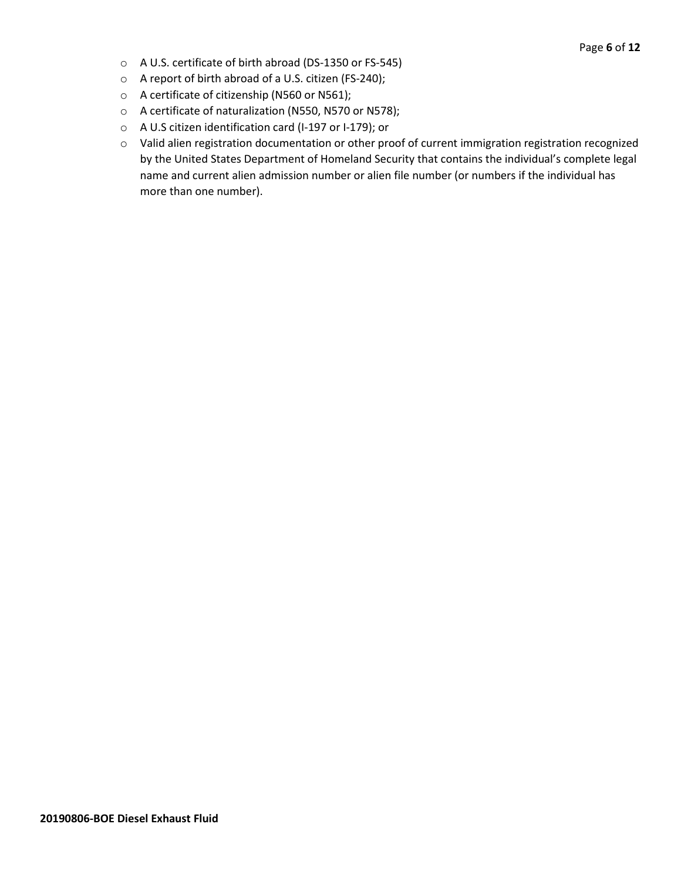- A U.S. certificate of birth abroad (DS-1350 or FS-545)
- A report of birth abroad of a U.S. citizen (FS-240);
- A certificate of citizenship (N560 or N561);
- A certificate of naturalization (N550, N570 or N578);
- A U.S citizen identification card (I-197 or I-179); or
- Valid alien registration documentation or other proof of current immigration registration recognized by the United States Department of Homeland Security that contains the individual's complete legal name and current alien admission number or alien file number (or numbers if the individual has more than one number).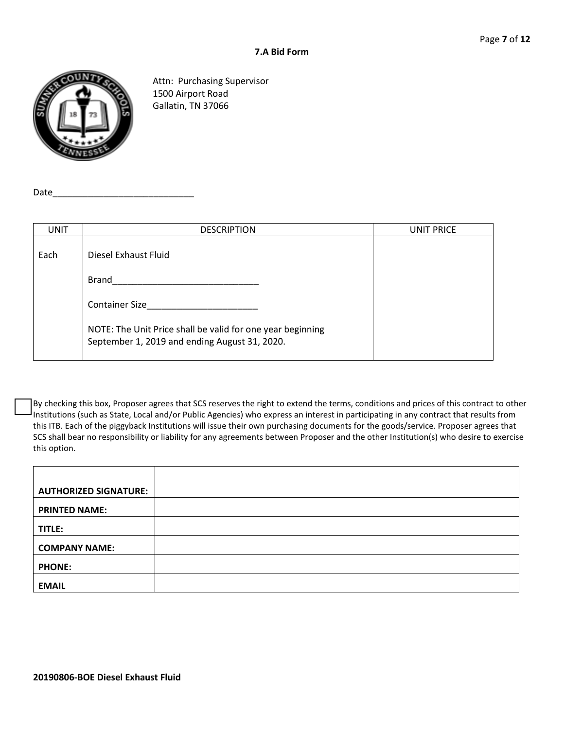## 7.A Bid Form

Attn: Purchasing Supervisor
1500 Airport Road
Gallatin, TN 37066

Date_____________________________

| UNIT | DESCRIPTION | UNIT PRICE |
|---|---|---|
| Each | Diesel Exhaust Fluid<br><br>Brand_____________________________<br><br>Container Size______________________<br><br>NOTE: The Unit Price shall be valid for one year beginning September 1, 2019 and ending August 31, 2020. | |

☐ By checking this box, Proposer agrees that SCS reserves the right to extend the terms, conditions and prices of this contract to other Institutions (such as State, Local and/or Public Agencies) who express an interest in participating in any contract that results from this ITB. Each of the piggyback Institutions will issue their own purchasing documents for the goods/service. Proposer agrees that SCS shall bear no responsibility or liability for any agreements between Proposer and the other Institution(s) who desire to exercise this option.

| | |
|---|---|
| **AUTHORIZED SIGNATURE:** | |
| **PRINTED NAME:** | |
| **TITLE:** | |
| **COMPANY NAME:** | |
| **PHONE:** | |
| **EMAIL** | |

**20190806-BOE Diesel Exhaust Fluid**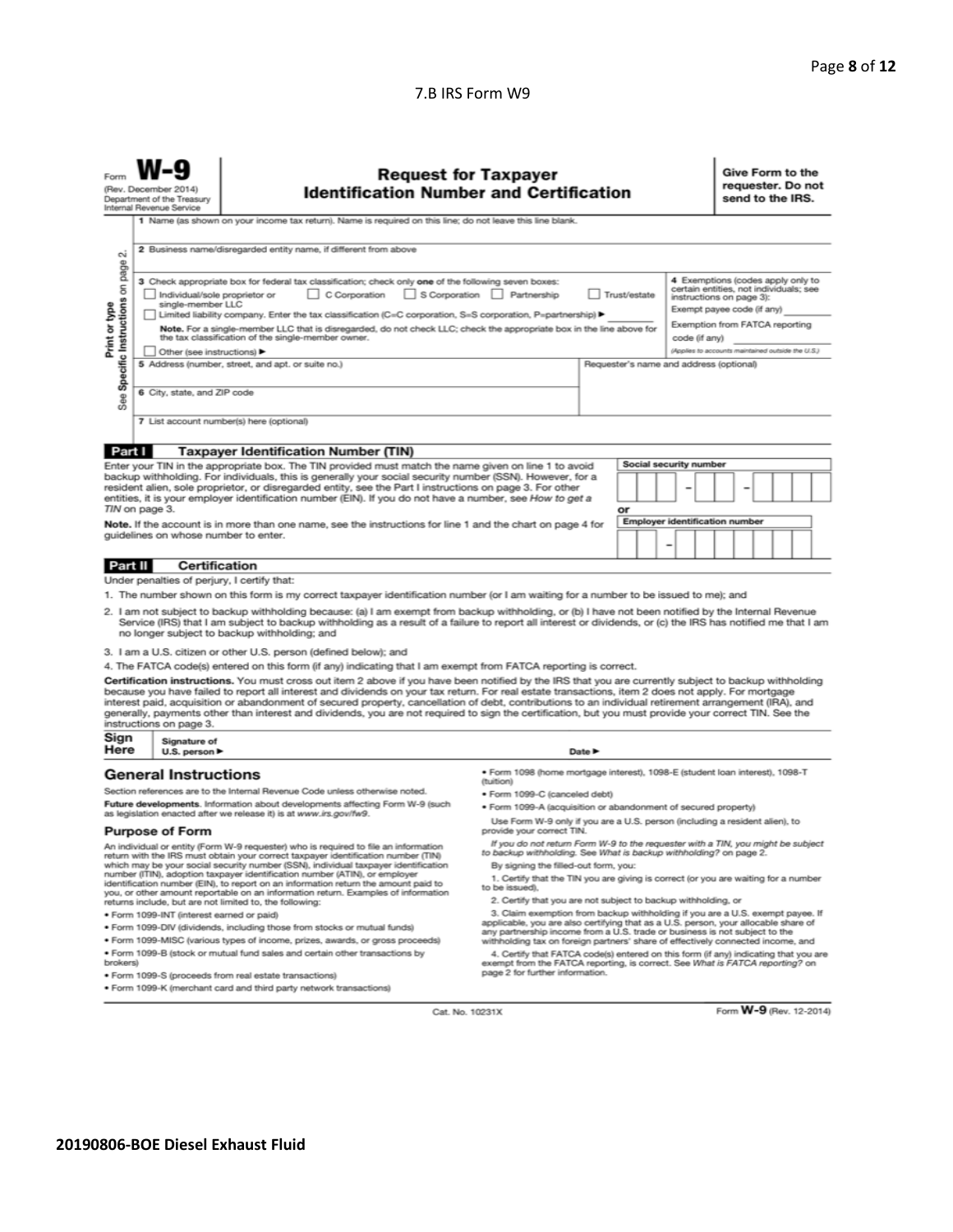7.B IRS Form W9

Form **W-9**
(Rev. December 2014)
Department of the Treasury
Internal Revenue Service

# Request for Taxpayer Identification Number and Certification

**Give Form to the requester. Do not send to the IRS.**

Print or type
See Specific Instructions on page 2.

1 Name (as shown on your income tax return). Name is required on this line; do not leave this line blank.

2 Business name/disregarded entity name, if different from above

3 Check appropriate box for federal tax classification; check only **one** of the following seven boxes:

☐ Individual/sole proprietor or single-member LLC ☐ C Corporation ☐ S Corporation ☐ Partnership ☐ Trust/estate

☐ Limited liability company. Enter the tax classification (C=C corporation, S=S corporation, P=partnership) ►

**Note.** For a single-member LLC that is disregarded, do not check LLC; check the appropriate box in the line above for the tax classification of the single-member owner.

☐ Other (see instructions) ►

4 Exemptions (codes apply only to certain entities, not individuals; see instructions on page 3):

Exempt payee code (if any)

Exemption from FATCA reporting code (if any)

*(Applies to accounts maintained outside the U.S.)*

5 Address (number, street, and apt. or suite no.)

Requester's name and address (optional)

6 City, state, and ZIP code

7 List account number(s) here (optional)

## Part I Taxpayer Identification Number (TIN)

Enter your TIN in the appropriate box. The TIN provided must match the name given on line 1 to avoid backup withholding. For individuals, this is generally your social security number (SSN). However, for a resident alien, sole proprietor, or disregarded entity, see the Part I instructions on page 3. For other entities, it is your employer identification number (EIN). If you do not have a number, see *How to get a TIN* on page 3.

**Note.** If the account is in more than one name, see the instructions for line 1 and the chart on page 4 for guidelines on whose number to enter.

Social security number

or

Employer identification number

## Part II Certification

Under penalties of perjury, I certify that:

1. The number shown on this form is my correct taxpayer identification number (or I am waiting for a number to be issued to me); and
2. I am not subject to backup withholding because: (a) I am exempt from backup withholding, or (b) I have not been notified by the Internal Revenue Service (IRS) that I am subject to backup withholding as a result of a failure to report all interest or dividends, or (c) the IRS has notified me that I am no longer subject to backup withholding; and
3. I am a U.S. citizen or other U.S. person (defined below); and
4. The FATCA code(s) entered on this form (if any) indicating that I am exempt from FATCA reporting is correct.

**Certification instructions.** You must cross out item 2 above if you have been notified by the IRS that you are currently subject to backup withholding because you have failed to report all interest and dividends on your tax return. For real estate transactions, item 2 does not apply. For mortgage interest paid, acquisition or abandonment of secured property, cancellation of debt, contributions to an individual retirement arrangement (IRA), and generally, payments other than interest and dividends, you are not required to sign the certification, but you must provide your correct TIN. See the instructions on page 3.

**Sign Here** Signature of U.S. person ► Date ►

## General Instructions

Section references are to the Internal Revenue Code unless otherwise noted.

**Future developments.** Information about developments affecting Form W-9 (such as legislation enacted after we release it) is at *www.irs.gov/fw9.*

### Purpose of Form

An individual or entity (Form W-9 requester) who is required to file an information return with the IRS must obtain your correct taxpayer identification number (TIN) which may be your social security number (SSN), individual taxpayer identification number (ITIN), adoption taxpayer identification number (ATIN), or employer identification number (EIN), to report on an information return the amount paid to you, or other amount reportable on an information return. Examples of information returns include, but are not limited to, the following:

- Form 1099-INT (interest earned or paid)
- Form 1099-DIV (dividends, including those from stocks or mutual funds)
- Form 1099-MISC (various types of income, prizes, awards, or gross proceeds)
- Form 1099-B (stock or mutual fund sales and certain other transactions by brokers)
- Form 1099-S (proceeds from real estate transactions)
- Form 1099-K (merchant card and third party network transactions)
- Form 1098 (home mortgage interest), 1098-E (student loan interest), 1098-T (tuition)
- Form 1099-C (canceled debt)
- Form 1099-A (acquisition or abandonment of secured property)

Use Form W-9 only if you are a U.S. person (including a resident alien), to provide your correct TIN.

*If you do not return Form W-9 to the requester with a TIN, you might be subject to backup withholding. See What is backup withholding? on page 2.*

By signing the filled-out form, you:

1. Certify that the TIN you are giving is correct (or you are waiting for a number to be issued),
2. Certify that you are not subject to backup withholding, or
3. Claim exemption from backup withholding if you are a U.S. exempt payee. If applicable, you are also certifying that as a U.S. person, your allocable share of any partnership income from a U.S. trade or business is not subject to the withholding tax on foreign partners' share of effectively connected income, and
4. Certify that FATCA code(s) entered on this form (if any) indicating that you are exempt from the FATCA reporting, is correct. See *What is FATCA reporting?* on page 2 for further information.

Cat. No. 10231X Form **W-9** (Rev. 12-2014)

**20190806-BOE Diesel Exhaust Fluid**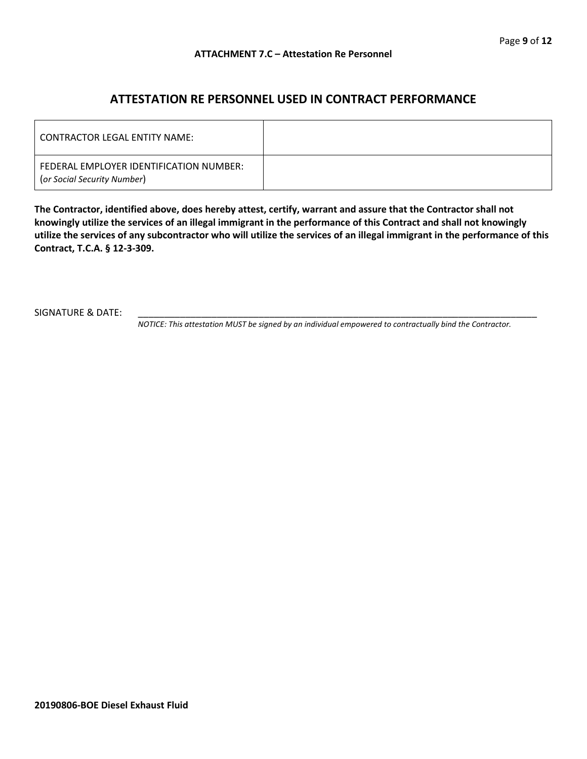**ATTACHMENT 7.C – Attestation Re Personnel**

# ATTESTATION RE PERSONNEL USED IN CONTRACT PERFORMANCE

| | |
|---|---|
| CONTRACTOR LEGAL ENTITY NAME: | |
| FEDERAL EMPLOYER IDENTIFICATION NUMBER: (*or Social Security Number*) | |

**The Contractor, identified above, does hereby attest, certify, warrant and assure that the Contractor shall not knowingly utilize the services of an illegal immigrant in the performance of this Contract and shall not knowingly utilize the services of any subcontractor who will utilize the services of an illegal immigrant in the performance of this Contract, T.C.A. § 12-3-309.**

SIGNATURE & DATE: ___________________________________________________________________________

*NOTICE: This attestation MUST be signed by an individual empowered to contractually bind the Contractor.*

**20190806-BOE Diesel Exhaust Fluid**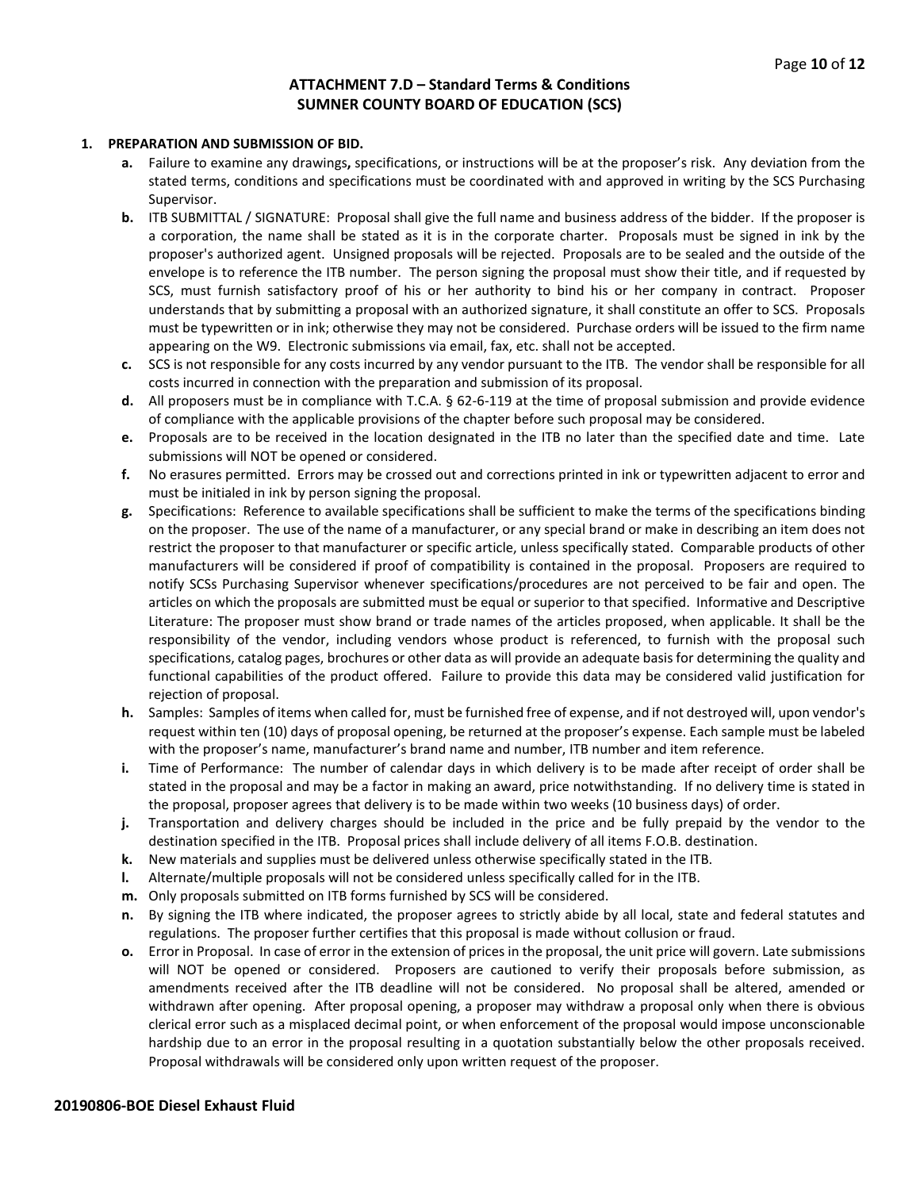# ATTACHMENT 7.D – Standard Terms & Conditions
# SUMNER COUNTY BOARD OF EDUCATION (SCS)

**1. PREPARATION AND SUBMISSION OF BID.**

**a.** Failure to examine any drawings**,** specifications, or instructions will be at the proposer's risk. Any deviation from the stated terms, conditions and specifications must be coordinated with and approved in writing by the SCS Purchasing Supervisor.

**b.** ITB SUBMITTAL / SIGNATURE: Proposal shall give the full name and business address of the bidder. If the proposer is a corporation, the name shall be stated as it is in the corporate charter. Proposals must be signed in ink by the proposer's authorized agent. Unsigned proposals will be rejected. Proposals are to be sealed and the outside of the envelope is to reference the ITB number. The person signing the proposal must show their title, and if requested by SCS, must furnish satisfactory proof of his or her authority to bind his or her company in contract. Proposer understands that by submitting a proposal with an authorized signature, it shall constitute an offer to SCS. Proposals must be typewritten or in ink; otherwise they may not be considered. Purchase orders will be issued to the firm name appearing on the W9. Electronic submissions via email, fax, etc. shall not be accepted.

**c.** SCS is not responsible for any costs incurred by any vendor pursuant to the ITB. The vendor shall be responsible for all costs incurred in connection with the preparation and submission of its proposal.

**d.** All proposers must be in compliance with T.C.A. § 62-6-119 at the time of proposal submission and provide evidence of compliance with the applicable provisions of the chapter before such proposal may be considered.

**e.** Proposals are to be received in the location designated in the ITB no later than the specified date and time. Late submissions will NOT be opened or considered.

**f.** No erasures permitted. Errors may be crossed out and corrections printed in ink or typewritten adjacent to error and must be initialed in ink by person signing the proposal.

**g.** Specifications: Reference to available specifications shall be sufficient to make the terms of the specifications binding on the proposer. The use of the name of a manufacturer, or any special brand or make in describing an item does not restrict the proposer to that manufacturer or specific article, unless specifically stated. Comparable products of other manufacturers will be considered if proof of compatibility is contained in the proposal. Proposers are required to notify SCSs Purchasing Supervisor whenever specifications/procedures are not perceived to be fair and open. The articles on which the proposals are submitted must be equal or superior to that specified. Informative and Descriptive Literature: The proposer must show brand or trade names of the articles proposed, when applicable. It shall be the responsibility of the vendor, including vendors whose product is referenced, to furnish with the proposal such specifications, catalog pages, brochures or other data as will provide an adequate basis for determining the quality and functional capabilities of the product offered. Failure to provide this data may be considered valid justification for rejection of proposal.

**h.** Samples: Samples of items when called for, must be furnished free of expense, and if not destroyed will, upon vendor's request within ten (10) days of proposal opening, be returned at the proposer's expense. Each sample must be labeled with the proposer's name, manufacturer's brand name and number, ITB number and item reference.

**i.** Time of Performance: The number of calendar days in which delivery is to be made after receipt of order shall be stated in the proposal and may be a factor in making an award, price notwithstanding. If no delivery time is stated in the proposal, proposer agrees that delivery is to be made within two weeks (10 business days) of order.

**j.** Transportation and delivery charges should be included in the price and be fully prepaid by the vendor to the destination specified in the ITB. Proposal prices shall include delivery of all items F.O.B. destination.

**k.** New materials and supplies must be delivered unless otherwise specifically stated in the ITB.

**l.** Alternate/multiple proposals will not be considered unless specifically called for in the ITB.

**m.** Only proposals submitted on ITB forms furnished by SCS will be considered.

**n.** By signing the ITB where indicated, the proposer agrees to strictly abide by all local, state and federal statutes and regulations. The proposer further certifies that this proposal is made without collusion or fraud.

**o.** Error in Proposal. In case of error in the extension of prices in the proposal, the unit price will govern. Late submissions will NOT be opened or considered. Proposers are cautioned to verify their proposals before submission, as amendments received after the ITB deadline will not be considered. No proposal shall be altered, amended or withdrawn after opening. After proposal opening, a proposer may withdraw a proposal only when there is obvious clerical error such as a misplaced decimal point, or when enforcement of the proposal would impose unconscionable hardship due to an error in the proposal resulting in a quotation substantially below the other proposals received. Proposal withdrawals will be considered only upon written request of the proposer.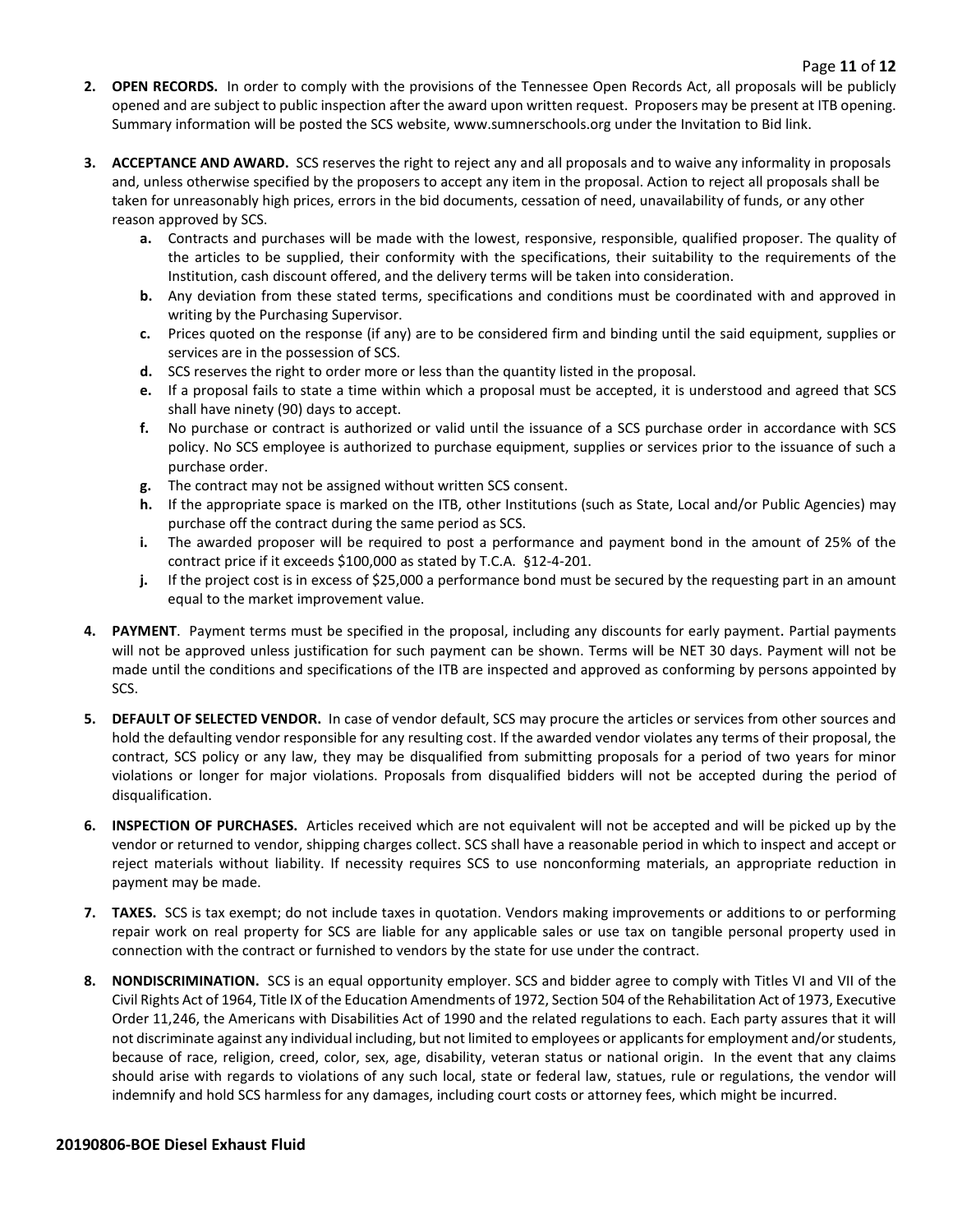2. **OPEN RECORDS.** In order to comply with the provisions of the Tennessee Open Records Act, all proposals will be publicly opened and are subject to public inspection after the award upon written request. Proposers may be present at ITB opening. Summary information will be posted the SCS website, www.sumnerschools.org under the Invitation to Bid link.

3. **ACCEPTANCE AND AWARD.** SCS reserves the right to reject any and all proposals and to waive any informality in proposals and, unless otherwise specified by the proposers to accept any item in the proposal. Action to reject all proposals shall be taken for unreasonably high prices, errors in the bid documents, cessation of need, unavailability of funds, or any other reason approved by SCS.
   - **a.** Contracts and purchases will be made with the lowest, responsive, responsible, qualified proposer. The quality of the articles to be supplied, their conformity with the specifications, their suitability to the requirements of the Institution, cash discount offered, and the delivery terms will be taken into consideration.
   - **b.** Any deviation from these stated terms, specifications and conditions must be coordinated with and approved in writing by the Purchasing Supervisor.
   - **c.** Prices quoted on the response (if any) are to be considered firm and binding until the said equipment, supplies or services are in the possession of SCS.
   - **d.** SCS reserves the right to order more or less than the quantity listed in the proposal.
   - **e.** If a proposal fails to state a time within which a proposal must be accepted, it is understood and agreed that SCS shall have ninety (90) days to accept.
   - **f.** No purchase or contract is authorized or valid until the issuance of a SCS purchase order in accordance with SCS policy. No SCS employee is authorized to purchase equipment, supplies or services prior to the issuance of such a purchase order.
   - **g.** The contract may not be assigned without written SCS consent.
   - **h.** If the appropriate space is marked on the ITB, other Institutions (such as State, Local and/or Public Agencies) may purchase off the contract during the same period as SCS.
   - **i.** The awarded proposer will be required to post a performance and payment bond in the amount of 25% of the contract price if it exceeds $100,000 as stated by T.C.A. §12-4-201.
   - **j.** If the project cost is in excess of $25,000 a performance bond must be secured by the requesting part in an amount equal to the market improvement value.

4. **PAYMENT**. Payment terms must be specified in the proposal, including any discounts for early payment. Partial payments will not be approved unless justification for such payment can be shown. Terms will be NET 30 days. Payment will not be made until the conditions and specifications of the ITB are inspected and approved as conforming by persons appointed by SCS.

5. **DEFAULT OF SELECTED VENDOR.** In case of vendor default, SCS may procure the articles or services from other sources and hold the defaulting vendor responsible for any resulting cost. If the awarded vendor violates any terms of their proposal, the contract, SCS policy or any law, they may be disqualified from submitting proposals for a period of two years for minor violations or longer for major violations. Proposals from disqualified bidders will not be accepted during the period of disqualification.

6. **INSPECTION OF PURCHASES.** Articles received which are not equivalent will not be accepted and will be picked up by the vendor or returned to vendor, shipping charges collect. SCS shall have a reasonable period in which to inspect and accept or reject materials without liability. If necessity requires SCS to use nonconforming materials, an appropriate reduction in payment may be made.

7. **TAXES.** SCS is tax exempt; do not include taxes in quotation. Vendors making improvements or additions to or performing repair work on real property for SCS are liable for any applicable sales or use tax on tangible personal property used in connection with the contract or furnished to vendors by the state for use under the contract.

8. **NONDISCRIMINATION.** SCS is an equal opportunity employer. SCS and bidder agree to comply with Titles VI and VII of the Civil Rights Act of 1964, Title IX of the Education Amendments of 1972, Section 504 of the Rehabilitation Act of 1973, Executive Order 11,246, the Americans with Disabilities Act of 1990 and the related regulations to each. Each party assures that it will not discriminate against any individual including, but not limited to employees or applicants for employment and/or students, because of race, religion, creed, color, sex, age, disability, veteran status or national origin. In the event that any claims should arise with regards to violations of any such local, state or federal law, statues, rule or regulations, the vendor will indemnify and hold SCS harmless for any damages, including court costs or attorney fees, which might be incurred.

**20190806-BOE Diesel Exhaust Fluid**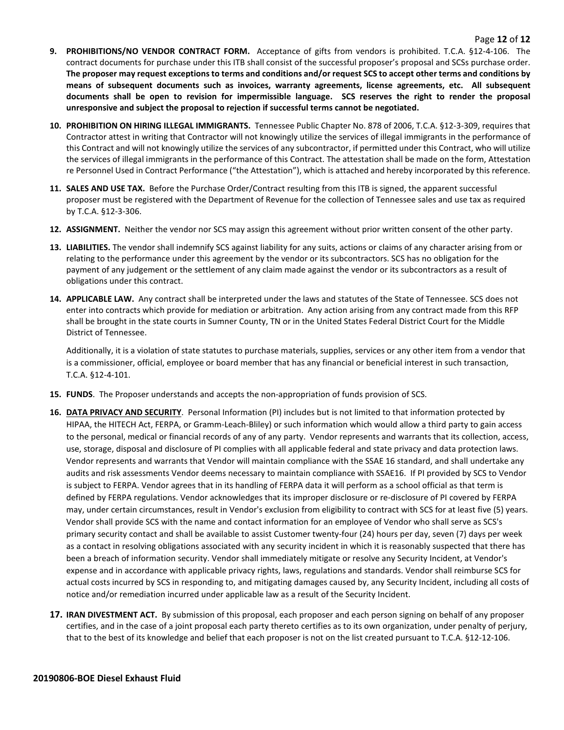9. **PROHIBITIONS/NO VENDOR CONTRACT FORM.** Acceptance of gifts from vendors is prohibited. T.C.A. §12-4-106. The contract documents for purchase under this ITB shall consist of the successful proposer's proposal and SCSs purchase order. **The proposer may request exceptions to terms and conditions and/or request SCS to accept other terms and conditions by means of subsequent documents such as invoices, warranty agreements, license agreements, etc. All subsequent documents shall be open to revision for impermissible language. SCS reserves the right to render the proposal unresponsive and subject the proposal to rejection if successful terms cannot be negotiated.**

10. **PROHIBITION ON HIRING ILLEGAL IMMIGRANTS.** Tennessee Public Chapter No. 878 of 2006, T.C.A. §12-3-309, requires that Contractor attest in writing that Contractor will not knowingly utilize the services of illegal immigrants in the performance of this Contract and will not knowingly utilize the services of any subcontractor, if permitted under this Contract, who will utilize the services of illegal immigrants in the performance of this Contract. The attestation shall be made on the form, Attestation re Personnel Used in Contract Performance ("the Attestation"), which is attached and hereby incorporated by this reference.

11. **SALES AND USE TAX.** Before the Purchase Order/Contract resulting from this ITB is signed, the apparent successful proposer must be registered with the Department of Revenue for the collection of Tennessee sales and use tax as required by T.C.A. §12-3-306.

12. **ASSIGNMENT.** Neither the vendor nor SCS may assign this agreement without prior written consent of the other party.

13. **LIABILITIES.** The vendor shall indemnify SCS against liability for any suits, actions or claims of any character arising from or relating to the performance under this agreement by the vendor or its subcontractors. SCS has no obligation for the payment of any judgement or the settlement of any claim made against the vendor or its subcontractors as a result of obligations under this contract.

14. **APPLICABLE LAW.** Any contract shall be interpreted under the laws and statutes of the State of Tennessee. SCS does not enter into contracts which provide for mediation or arbitration. Any action arising from any contract made from this RFP shall be brought in the state courts in Sumner County, TN or in the United States Federal District Court for the Middle District of Tennessee.

    Additionally, it is a violation of state statutes to purchase materials, supplies, services or any other item from a vendor that is a commissioner, official, employee or board member that has any financial or beneficial interest in such transaction, T.C.A. §12-4-101.

15. **FUNDS**. The Proposer understands and accepts the non-appropriation of funds provision of SCS.

16. **DATA PRIVACY AND SECURITY**. Personal Information (PI) includes but is not limited to that information protected by HIPAA, the HITECH Act, FERPA, or Gramm-Leach-Bliley) or such information which would allow a third party to gain access to the personal, medical or financial records of any of any party. Vendor represents and warrants that its collection, access, use, storage, disposal and disclosure of PI complies with all applicable federal and state privacy and data protection laws. Vendor represents and warrants that Vendor will maintain compliance with the SSAE 16 standard, and shall undertake any audits and risk assessments Vendor deems necessary to maintain compliance with SSAE16. If PI provided by SCS to Vendor is subject to FERPA. Vendor agrees that in its handling of FERPA data it will perform as a school official as that term is defined by FERPA regulations. Vendor acknowledges that its improper disclosure or re-disclosure of PI covered by FERPA may, under certain circumstances, result in Vendor's exclusion from eligibility to contract with SCS for at least five (5) years. Vendor shall provide SCS with the name and contact information for an employee of Vendor who shall serve as SCS's primary security contact and shall be available to assist Customer twenty-four (24) hours per day, seven (7) days per week as a contact in resolving obligations associated with any security incident in which it is reasonably suspected that there has been a breach of information security. Vendor shall immediately mitigate or resolve any Security Incident, at Vendor's expense and in accordance with applicable privacy rights, laws, regulations and standards. Vendor shall reimburse SCS for actual costs incurred by SCS in responding to, and mitigating damages caused by, any Security Incident, including all costs of notice and/or remediation incurred under applicable law as a result of the Security Incident.

17. **IRAN DIVESTMENT ACT.** By submission of this proposal, each proposer and each person signing on behalf of any proposer certifies, and in the case of a joint proposal each party thereto certifies as to its own organization, under penalty of perjury, that to the best of its knowledge and belief that each proposer is not on the list created pursuant to T.C.A. §12-12-106.